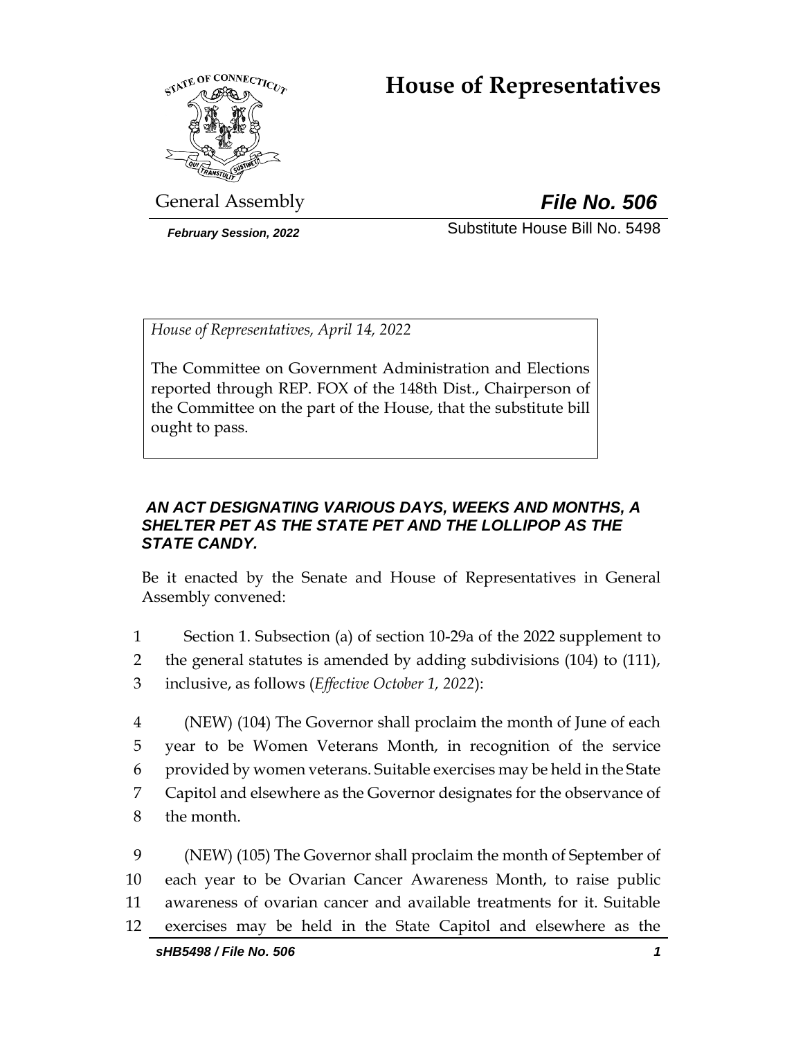# House of Representatives

General Assembly **_File No. 506_**

***February Session, 2022*** Substitute House Bill No. 5498

*House of Representatives, April 14, 2022*

The Committee on Government Administration and Elections reported through REP. FOX of the 148th Dist., Chairperson of the Committee on the part of the House, that the substitute bill ought to pass.

***AN ACT DESIGNATING VARIOUS DAYS, WEEKS AND MONTHS, A SHELTER PET AS THE STATE PET AND THE LOLLIPOP AS THE STATE CANDY.***

Be it enacted by the Senate and House of Representatives in General Assembly convened:

1 Section 1. Subsection (a) of section 10-29a of the 2022 supplement to
2 the general statutes is amended by adding subdivisions (104) to (111),
3 inclusive, as follows (*Effective October 1, 2022*):

4 (NEW) (104) The Governor shall proclaim the month of June of each
5 year to be Women Veterans Month, in recognition of the service
6 provided by women veterans. Suitable exercises may be held in the State
7 Capitol and elsewhere as the Governor designates for the observance of
8 the month.

9 (NEW) (105) The Governor shall proclaim the month of September of
10 each year to be Ovarian Cancer Awareness Month, to raise public
11 awareness of ovarian cancer and available treatments for it. Suitable
12 exercises may be held in the State Capitol and elsewhere as the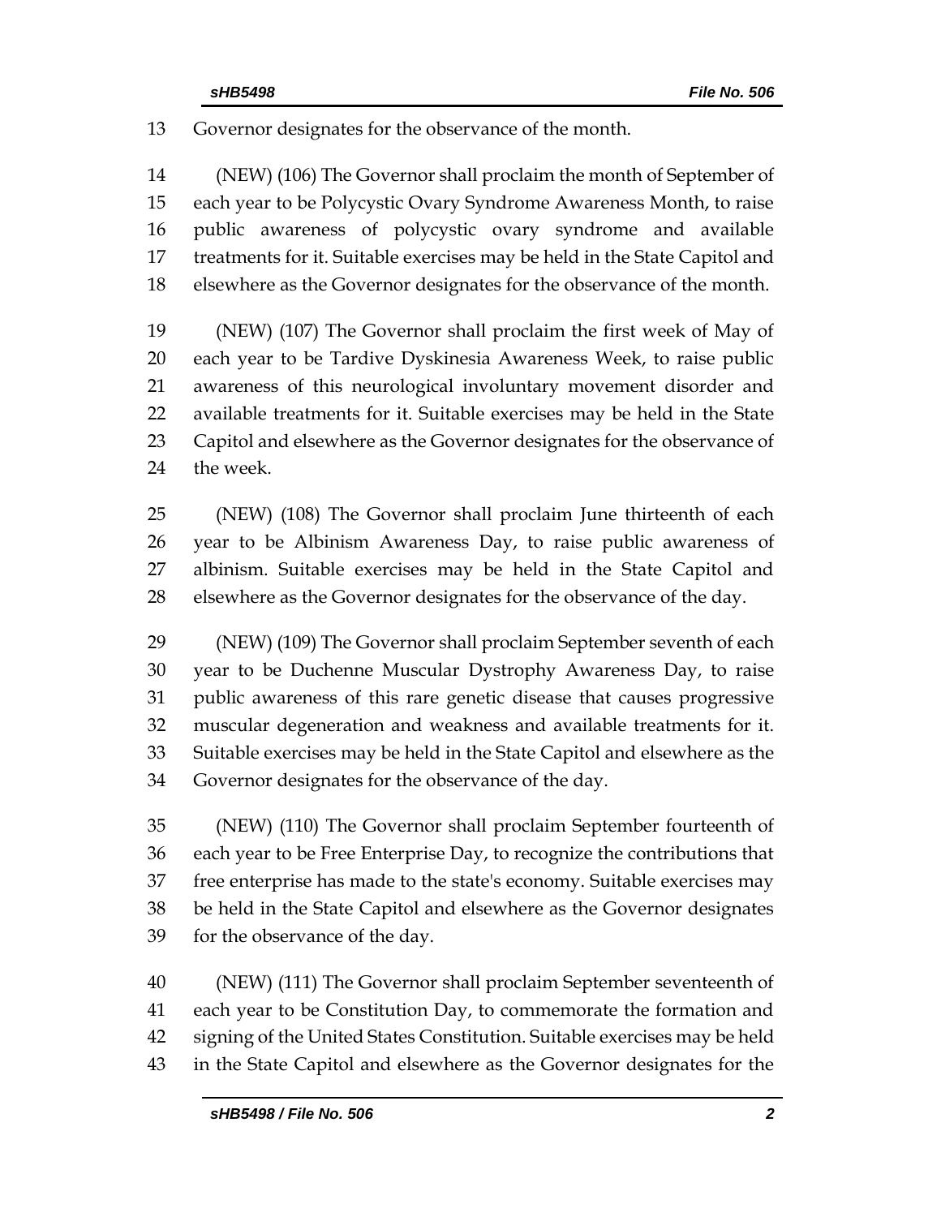Governor designates for the observance of the month.

(NEW) (106) The Governor shall proclaim the month of September of each year to be Polycystic Ovary Syndrome Awareness Month, to raise public awareness of polycystic ovary syndrome and available treatments for it. Suitable exercises may be held in the State Capitol and elsewhere as the Governor designates for the observance of the month.

(NEW) (107) The Governor shall proclaim the first week of May of each year to be Tardive Dyskinesia Awareness Week, to raise public awareness of this neurological involuntary movement disorder and available treatments for it. Suitable exercises may be held in the State Capitol and elsewhere as the Governor designates for the observance of the week.

(NEW) (108) The Governor shall proclaim June thirteenth of each year to be Albinism Awareness Day, to raise public awareness of albinism. Suitable exercises may be held in the State Capitol and elsewhere as the Governor designates for the observance of the day.

(NEW) (109) The Governor shall proclaim September seventh of each year to be Duchenne Muscular Dystrophy Awareness Day, to raise public awareness of this rare genetic disease that causes progressive muscular degeneration and weakness and available treatments for it. Suitable exercises may be held in the State Capitol and elsewhere as the Governor designates for the observance of the day.

(NEW) (110) The Governor shall proclaim September fourteenth of each year to be Free Enterprise Day, to recognize the contributions that free enterprise has made to the state's economy. Suitable exercises may be held in the State Capitol and elsewhere as the Governor designates for the observance of the day.

(NEW) (111) The Governor shall proclaim September seventeenth of each year to be Constitution Day, to commemorate the formation and signing of the United States Constitution. Suitable exercises may be held in the State Capitol and elsewhere as the Governor designates for the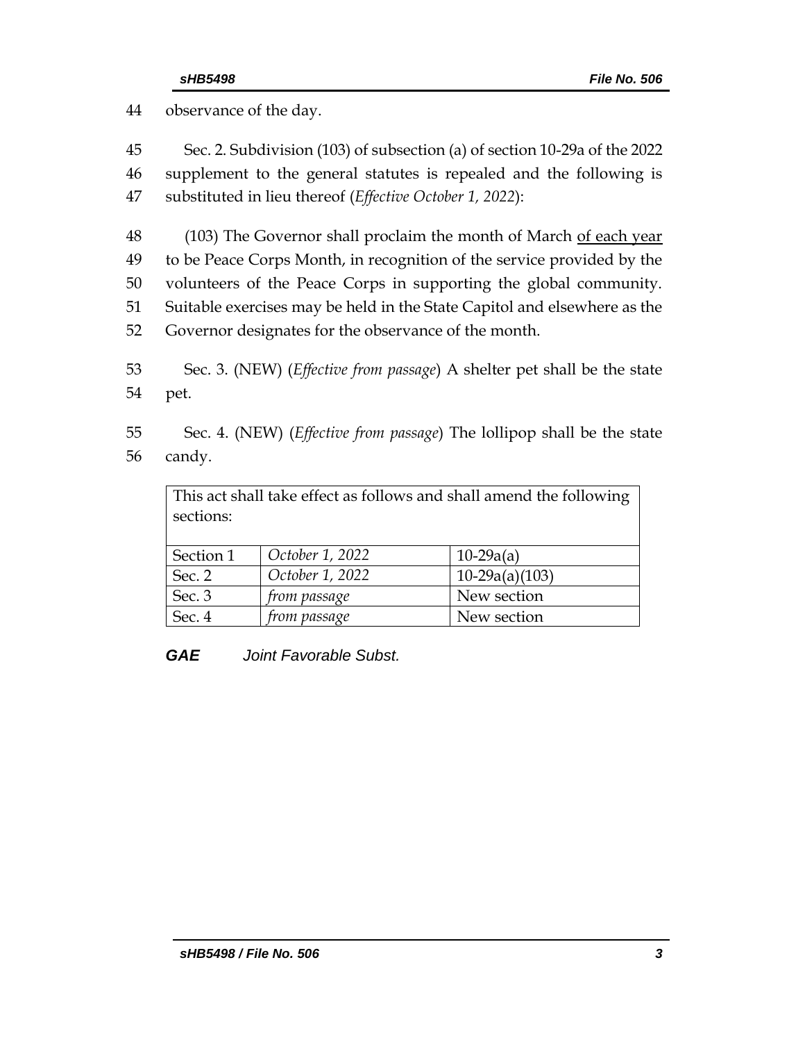44 observance of the day.

45 Sec. 2. Subdivision (103) of subsection (a) of section 10-29a of the 2022
46 supplement to the general statutes is repealed and the following is
47 substituted in lieu thereof (*Effective October 1, 2022*):

48 (103) The Governor shall proclaim the month of March <u>of each year</u>
49 to be Peace Corps Month, in recognition of the service provided by the
50 volunteers of the Peace Corps in supporting the global community.
51 Suitable exercises may be held in the State Capitol and elsewhere as the
52 Governor designates for the observance of the month.

53 Sec. 3. (NEW) (*Effective from passage*) A shelter pet shall be the state
54 pet.

55 Sec. 4. (NEW) (*Effective from passage*) The lollipop shall be the state
56 candy.

| This act shall take effect as follows and shall amend the following sections: | | |
|---|---|---|
| Section 1 | *October 1, 2022* | 10-29a(a) |
| Sec. 2 | *October 1, 2022* | 10-29a(a)(103) |
| Sec. 3 | *from passage* | New section |
| Sec. 4 | *from passage* | New section |

***GAE*** *Joint Favorable Subst.*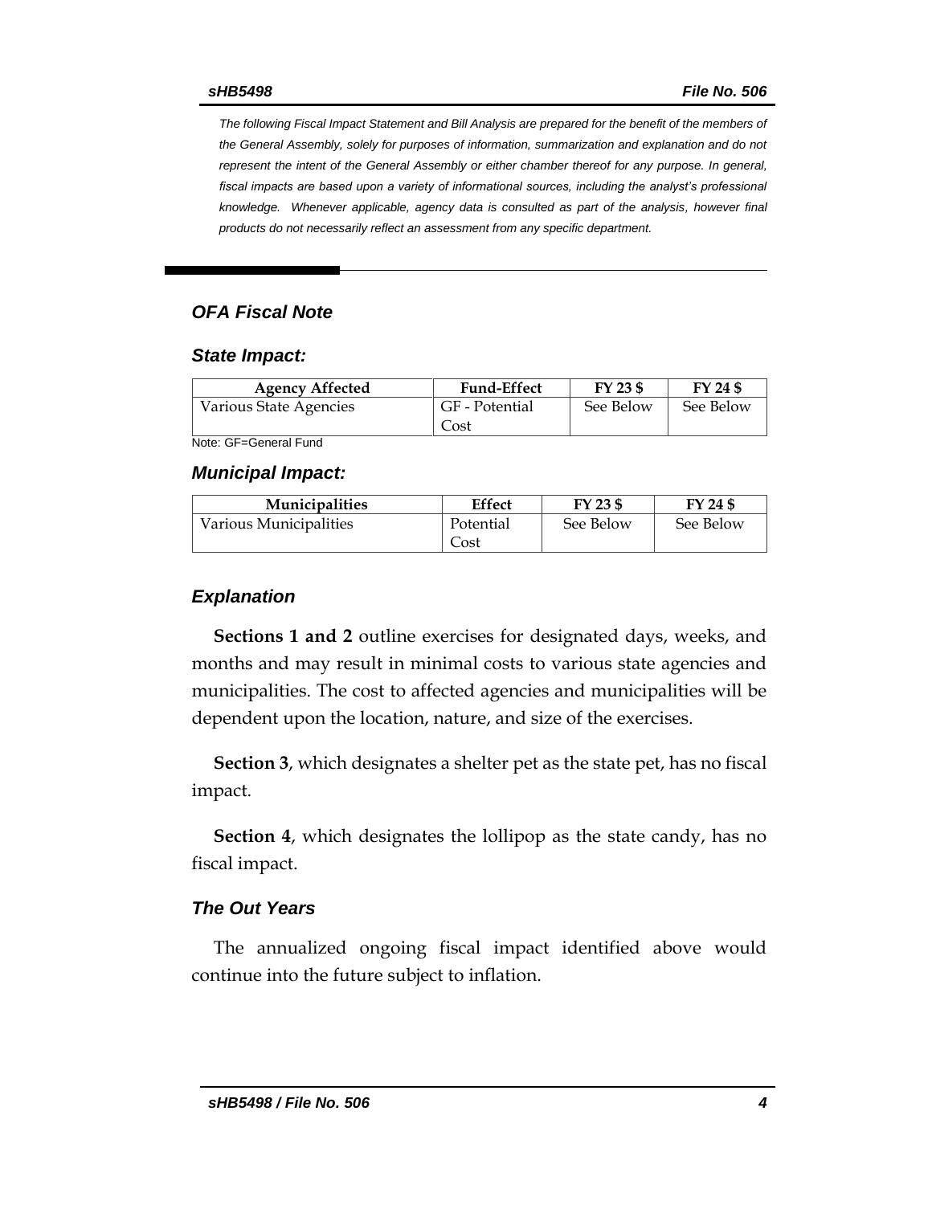*The following Fiscal Impact Statement and Bill Analysis are prepared for the benefit of the members of the General Assembly, solely for purposes of information, summarization and explanation and do not represent the intent of the General Assembly or either chamber thereof for any purpose. In general, fiscal impacts are based upon a variety of informational sources, including the analyst's professional knowledge. Whenever applicable, agency data is consulted as part of the analysis, however final products do not necessarily reflect an assessment from any specific department.*

## *OFA Fiscal Note*

### *State Impact:*

| Agency Affected | Fund-Effect | FY 23 $ | FY 24 $ |
|---|---|---|---|
| Various State Agencies | GF - Potential Cost | See Below | See Below |

Note: GF=General Fund

### *Municipal Impact:*

| Municipalities | Effect | FY 23 $ | FY 24 $ |
|---|---|---|---|
| Various Municipalities | Potential Cost | See Below | See Below |

### *Explanation*

**Sections 1 and 2** outline exercises for designated days, weeks, and months and may result in minimal costs to various state agencies and municipalities. The cost to affected agencies and municipalities will be dependent upon the location, nature, and size of the exercises.

**Section 3**, which designates a shelter pet as the state pet, has no fiscal impact.

**Section 4**, which designates the lollipop as the state candy, has no fiscal impact.

### *The Out Years*

The annualized ongoing fiscal impact identified above would continue into the future subject to inflation.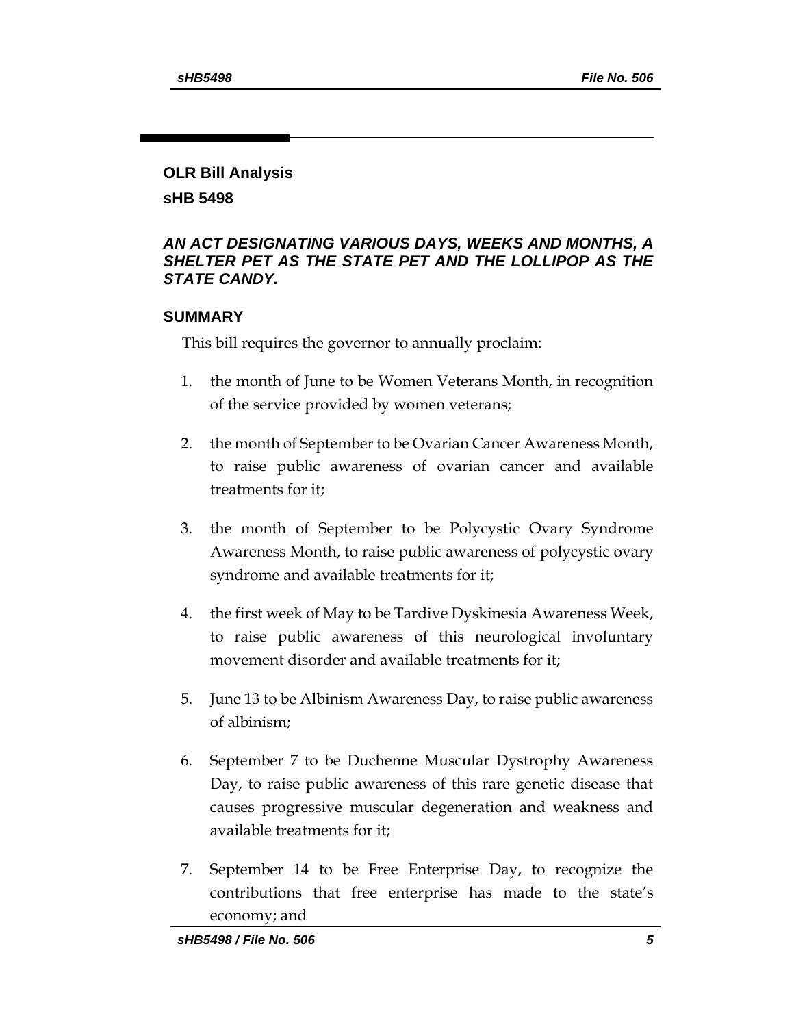**OLR Bill Analysis**

**sHB 5498**

***AN ACT DESIGNATING VARIOUS DAYS, WEEKS AND MONTHS, A SHELTER PET AS THE STATE PET AND THE LOLLIPOP AS THE STATE CANDY.***

## SUMMARY

This bill requires the governor to annually proclaim:

1. the month of June to be Women Veterans Month, in recognition of the service provided by women veterans;
2. the month of September to be Ovarian Cancer Awareness Month, to raise public awareness of ovarian cancer and available treatments for it;
3. the month of September to be Polycystic Ovary Syndrome Awareness Month, to raise public awareness of polycystic ovary syndrome and available treatments for it;
4. the first week of May to be Tardive Dyskinesia Awareness Week, to raise public awareness of this neurological involuntary movement disorder and available treatments for it;
5. June 13 to be Albinism Awareness Day, to raise public awareness of albinism;
6. September 7 to be Duchenne Muscular Dystrophy Awareness Day, to raise public awareness of this rare genetic disease that causes progressive muscular degeneration and weakness and available treatments for it;
7. September 14 to be Free Enterprise Day, to recognize the contributions that free enterprise has made to the state's economy; and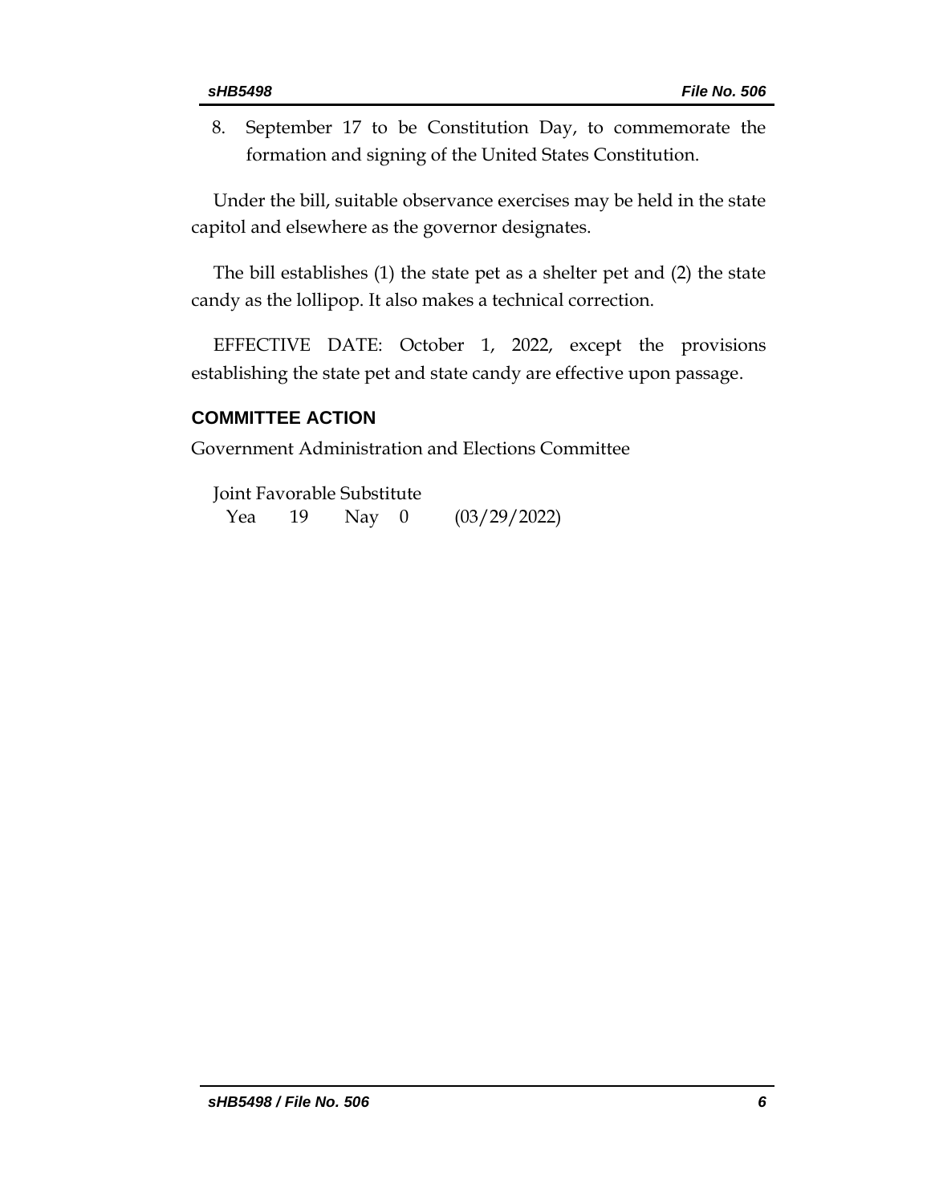8. September 17 to be Constitution Day, to commemorate the formation and signing of the United States Constitution.

Under the bill, suitable observance exercises may be held in the state capitol and elsewhere as the governor designates.

The bill establishes (1) the state pet as a shelter pet and (2) the state candy as the lollipop. It also makes a technical correction.

EFFECTIVE DATE: October 1, 2022, except the provisions establishing the state pet and state candy are effective upon passage.

## COMMITTEE ACTION

Government Administration and Elections Committee

Joint Favorable Substitute
Yea 19 Nay 0 (03/29/2022)